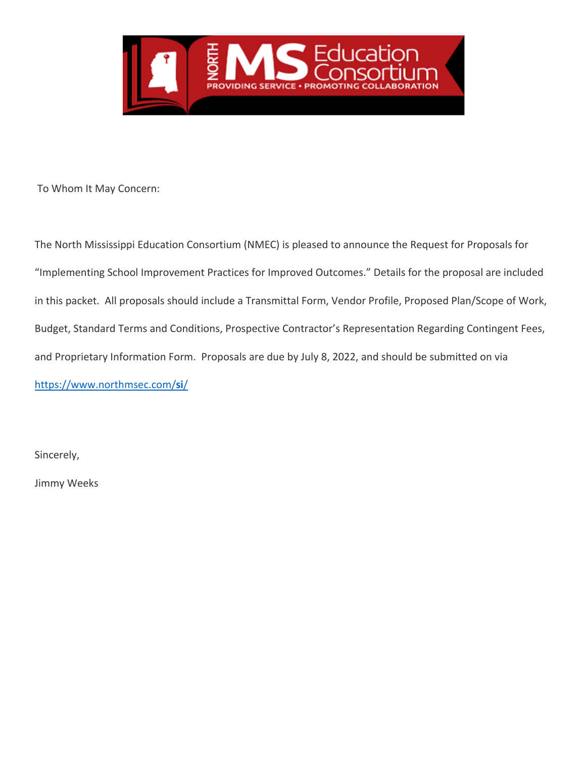NORTH MS Education Consortium

PROVIDING SERVICE • PROMOTING COLLABORATION

To Whom It May Concern:

The North Mississippi Education Consortium (NMEC) is pleased to announce the Request for Proposals for "Implementing School Improvement Practices for Improved Outcomes." Details for the proposal are included in this packet. All proposals should include a Transmittal Form, Vendor Profile, Proposed Plan/Scope of Work, Budget, Standard Terms and Conditions, Prospective Contractor's Representation Regarding Contingent Fees, and Proprietary Information Form. Proposals are due by July 8, 2022, and should be submitted on via [https://www.northmsec.com/**si**/](https://www.northmsec.com/si/)

Sincerely,

Jimmy Weeks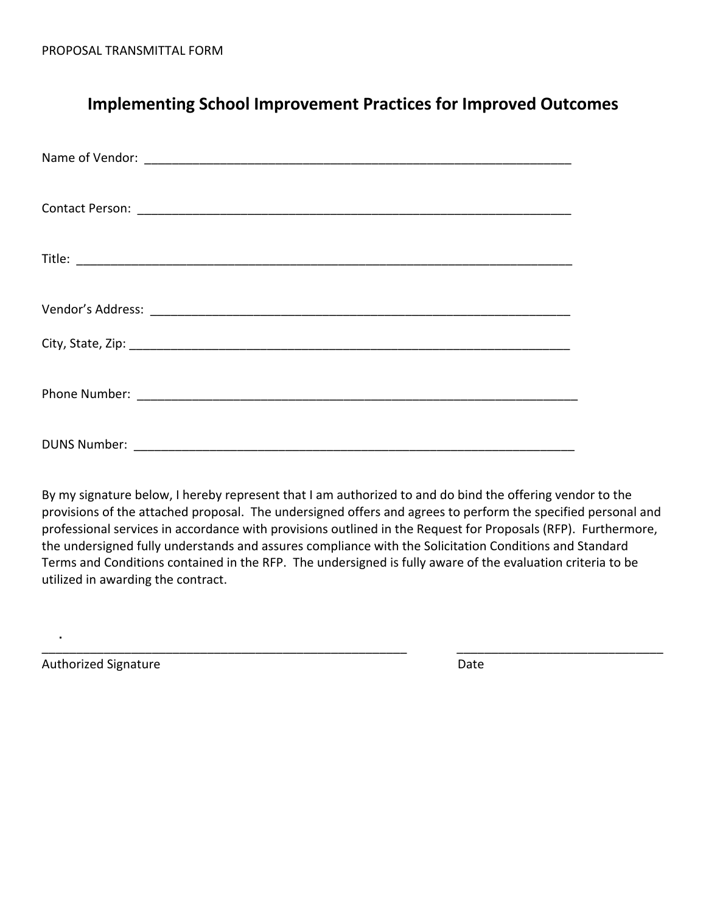PROPOSAL TRANSMITTAL FORM

# Implementing School Improvement Practices for Improved Outcomes

Name of Vendor: ___________________________________________________________________

Contact Person: ___________________________________________________________________

Title: ___________________________________________________________________________

Vendor's Address: _________________________________________________________________

City, State, Zip: ___________________________________________________________________

Phone Number: ____________________________________________________________________

DUNS Number: ____________________________________________________________________

By my signature below, I hereby represent that I am authorized to and do bind the offering vendor to the provisions of the attached proposal. The undersigned offers and agrees to perform the specified personal and professional services in accordance with provisions outlined in the Request for Proposals (RFP). Furthermore, the undersigned fully understands and assures compliance with the Solicitation Conditions and Standard Terms and Conditions contained in the RFP. The undersigned is fully aware of the evaluation criteria to be utilized in awarding the contract.

_______________________________________________________ ______________________________

Authorized Signature Date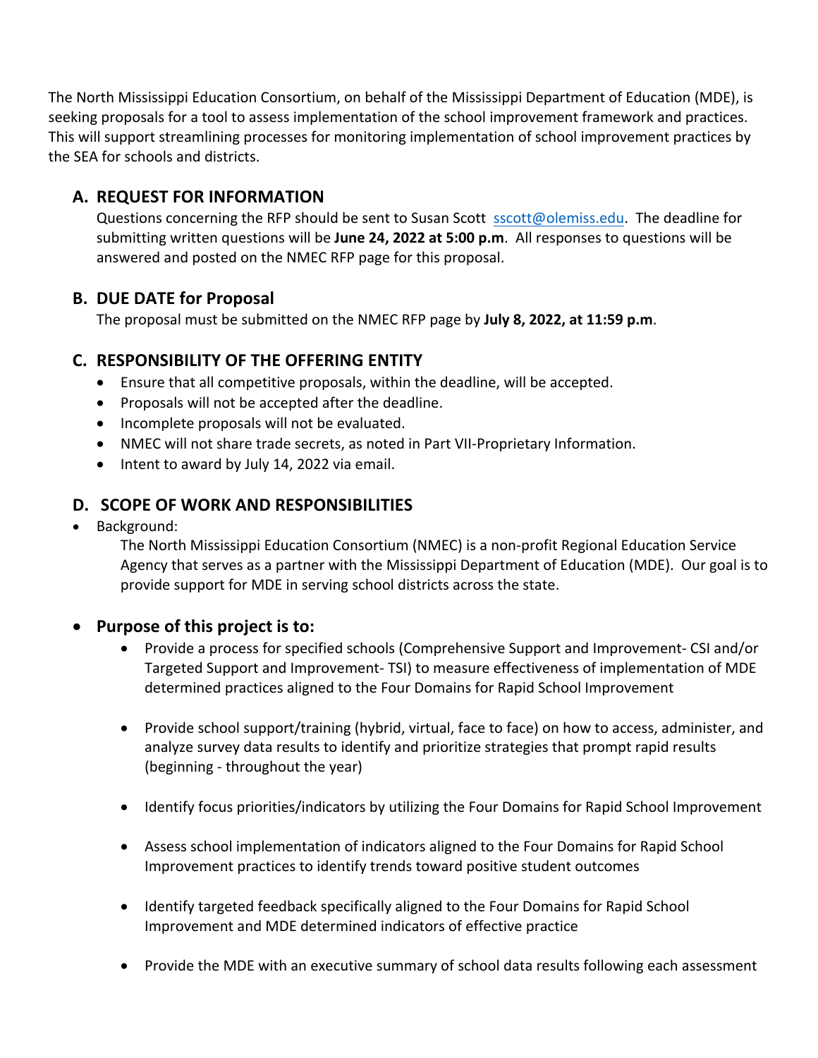The North Mississippi Education Consortium, on behalf of the Mississippi Department of Education (MDE), is seeking proposals for a tool to assess implementation of the school improvement framework and practices. This will support streamlining processes for monitoring implementation of school improvement practices by the SEA for schools and districts.

## A. REQUEST FOR INFORMATION

Questions concerning the RFP should be sent to Susan Scott sscott@olemiss.edu. The deadline for submitting written questions will be **June 24, 2022 at 5:00 p.m**. All responses to questions will be answered and posted on the NMEC RFP page for this proposal.

## B. DUE DATE for Proposal

The proposal must be submitted on the NMEC RFP page by **July 8, 2022, at 11:59 p.m**.

## C. RESPONSIBILITY OF THE OFFERING ENTITY

- Ensure that all competitive proposals, within the deadline, will be accepted.
- Proposals will not be accepted after the deadline.
- Incomplete proposals will not be evaluated.
- NMEC will not share trade secrets, as noted in Part VII-Proprietary Information.
- Intent to award by July 14, 2022 via email.

## D. SCOPE OF WORK AND RESPONSIBILITIES

- Background:

  The North Mississippi Education Consortium (NMEC) is a non-profit Regional Education Service Agency that serves as a partner with the Mississippi Department of Education (MDE). Our goal is to provide support for MDE in serving school districts across the state.

- **Purpose of this project is to:**
  - Provide a process for specified schools (Comprehensive Support and Improvement- CSI and/or Targeted Support and Improvement- TSI) to measure effectiveness of implementation of MDE determined practices aligned to the Four Domains for Rapid School Improvement
  - Provide school support/training (hybrid, virtual, face to face) on how to access, administer, and analyze survey data results to identify and prioritize strategies that prompt rapid results (beginning - throughout the year)
  - Identify focus priorities/indicators by utilizing the Four Domains for Rapid School Improvement
  - Assess school implementation of indicators aligned to the Four Domains for Rapid School Improvement practices to identify trends toward positive student outcomes
  - Identify targeted feedback specifically aligned to the Four Domains for Rapid School Improvement and MDE determined indicators of effective practice
  - Provide the MDE with an executive summary of school data results following each assessment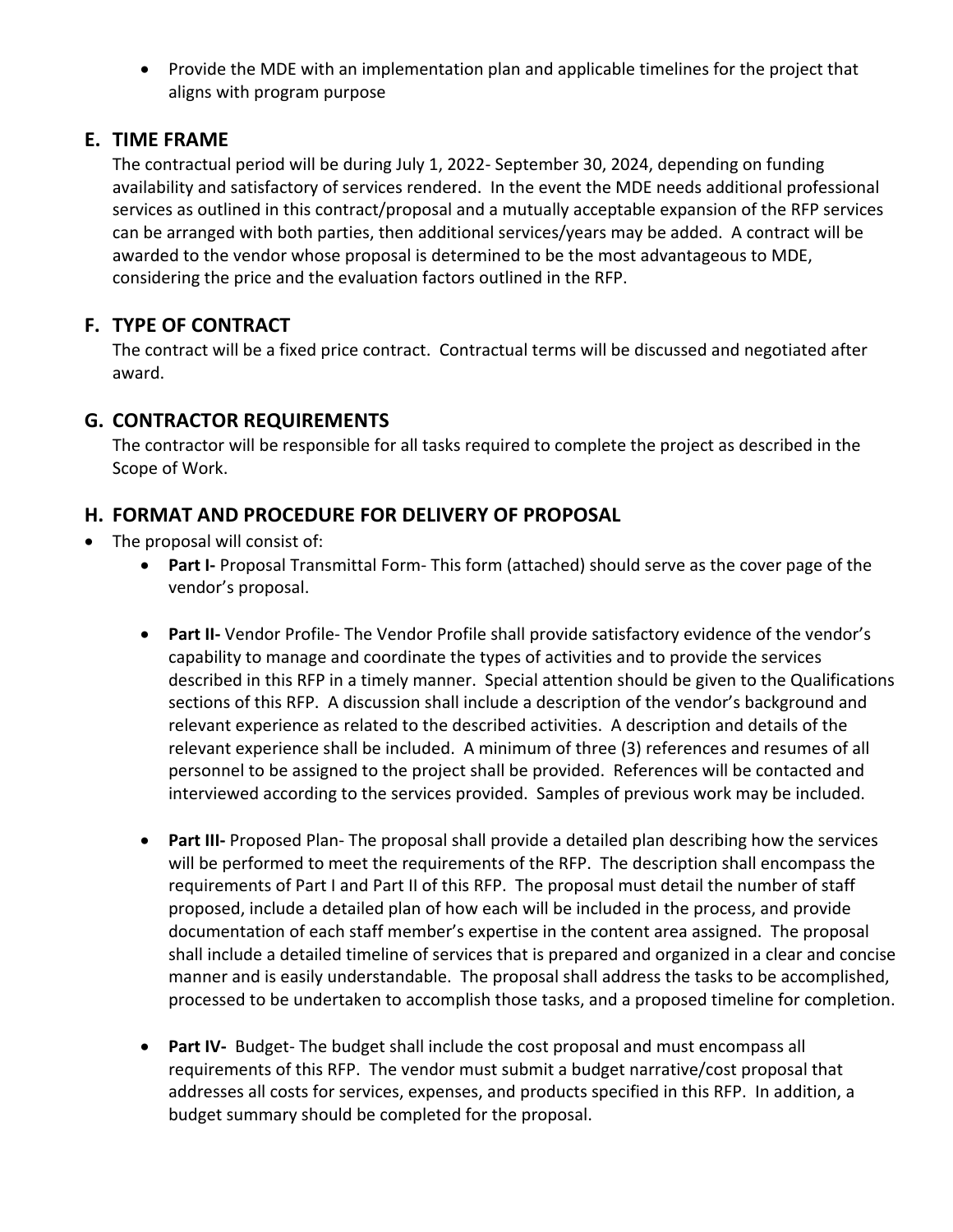- Provide the MDE with an implementation plan and applicable timelines for the project that aligns with program purpose

## E. TIME FRAME

The contractual period will be during July 1, 2022- September 30, 2024, depending on funding availability and satisfactory of services rendered. In the event the MDE needs additional professional services as outlined in this contract/proposal and a mutually acceptable expansion of the RFP services can be arranged with both parties, then additional services/years may be added. A contract will be awarded to the vendor whose proposal is determined to be the most advantageous to MDE, considering the price and the evaluation factors outlined in the RFP.

## F. TYPE OF CONTRACT

The contract will be a fixed price contract. Contractual terms will be discussed and negotiated after award.

## G. CONTRACTOR REQUIREMENTS

The contractor will be responsible for all tasks required to complete the project as described in the Scope of Work.

## H. FORMAT AND PROCEDURE FOR DELIVERY OF PROPOSAL

- The proposal will consist of:
  - **Part I-** Proposal Transmittal Form- This form (attached) should serve as the cover page of the vendor's proposal.

  - **Part II-** Vendor Profile- The Vendor Profile shall provide satisfactory evidence of the vendor's capability to manage and coordinate the types of activities and to provide the services described in this RFP in a timely manner. Special attention should be given to the Qualifications sections of this RFP. A discussion shall include a description of the vendor's background and relevant experience as related to the described activities. A description and details of the relevant experience shall be included. A minimum of three (3) references and resumes of all personnel to be assigned to the project shall be provided. References will be contacted and interviewed according to the services provided. Samples of previous work may be included.

  - **Part III-** Proposed Plan- The proposal shall provide a detailed plan describing how the services will be performed to meet the requirements of the RFP. The description shall encompass the requirements of Part I and Part II of this RFP. The proposal must detail the number of staff proposed, include a detailed plan of how each will be included in the process, and provide documentation of each staff member's expertise in the content area assigned. The proposal shall include a detailed timeline of services that is prepared and organized in a clear and concise manner and is easily understandable. The proposal shall address the tasks to be accomplished, processed to be undertaken to accomplish those tasks, and a proposed timeline for completion.

  - **Part IV-** Budget- The budget shall include the cost proposal and must encompass all requirements of this RFP. The vendor must submit a budget narrative/cost proposal that addresses all costs for services, expenses, and products specified in this RFP. In addition, a budget summary should be completed for the proposal.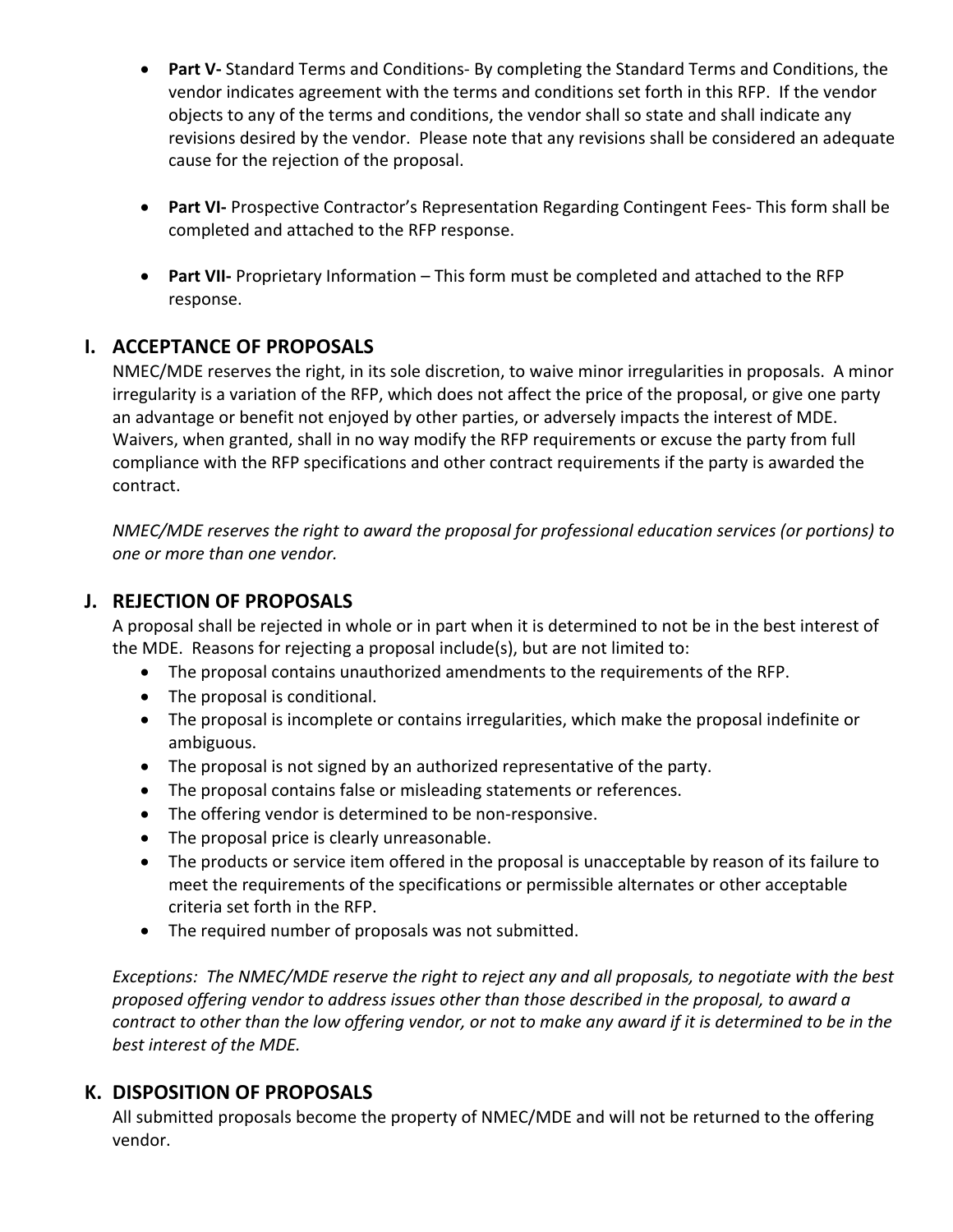- **Part V-** Standard Terms and Conditions- By completing the Standard Terms and Conditions, the vendor indicates agreement with the terms and conditions set forth in this RFP. If the vendor objects to any of the terms and conditions, the vendor shall so state and shall indicate any revisions desired by the vendor. Please note that any revisions shall be considered an adequate cause for the rejection of the proposal.

- **Part VI-** Prospective Contractor's Representation Regarding Contingent Fees- This form shall be completed and attached to the RFP response.

- **Part VII-** Proprietary Information – This form must be completed and attached to the RFP response.

## I. ACCEPTANCE OF PROPOSALS

NMEC/MDE reserves the right, in its sole discretion, to waive minor irregularities in proposals. A minor irregularity is a variation of the RFP, which does not affect the price of the proposal, or give one party an advantage or benefit not enjoyed by other parties, or adversely impacts the interest of MDE. Waivers, when granted, shall in no way modify the RFP requirements or excuse the party from full compliance with the RFP specifications and other contract requirements if the party is awarded the contract.

*NMEC/MDE reserves the right to award the proposal for professional education services (or portions) to one or more than one vendor.*

## J. REJECTION OF PROPOSALS

A proposal shall be rejected in whole or in part when it is determined to not be in the best interest of the MDE. Reasons for rejecting a proposal include(s), but are not limited to:

- The proposal contains unauthorized amendments to the requirements of the RFP.
- The proposal is conditional.
- The proposal is incomplete or contains irregularities, which make the proposal indefinite or ambiguous.
- The proposal is not signed by an authorized representative of the party.
- The proposal contains false or misleading statements or references.
- The offering vendor is determined to be non-responsive.
- The proposal price is clearly unreasonable.
- The products or service item offered in the proposal is unacceptable by reason of its failure to meet the requirements of the specifications or permissible alternates or other acceptable criteria set forth in the RFP.
- The required number of proposals was not submitted.

*Exceptions: The NMEC/MDE reserve the right to reject any and all proposals, to negotiate with the best proposed offering vendor to address issues other than those described in the proposal, to award a contract to other than the low offering vendor, or not to make any award if it is determined to be in the best interest of the MDE.*

## K. DISPOSITION OF PROPOSALS

All submitted proposals become the property of NMEC/MDE and will not be returned to the offering vendor.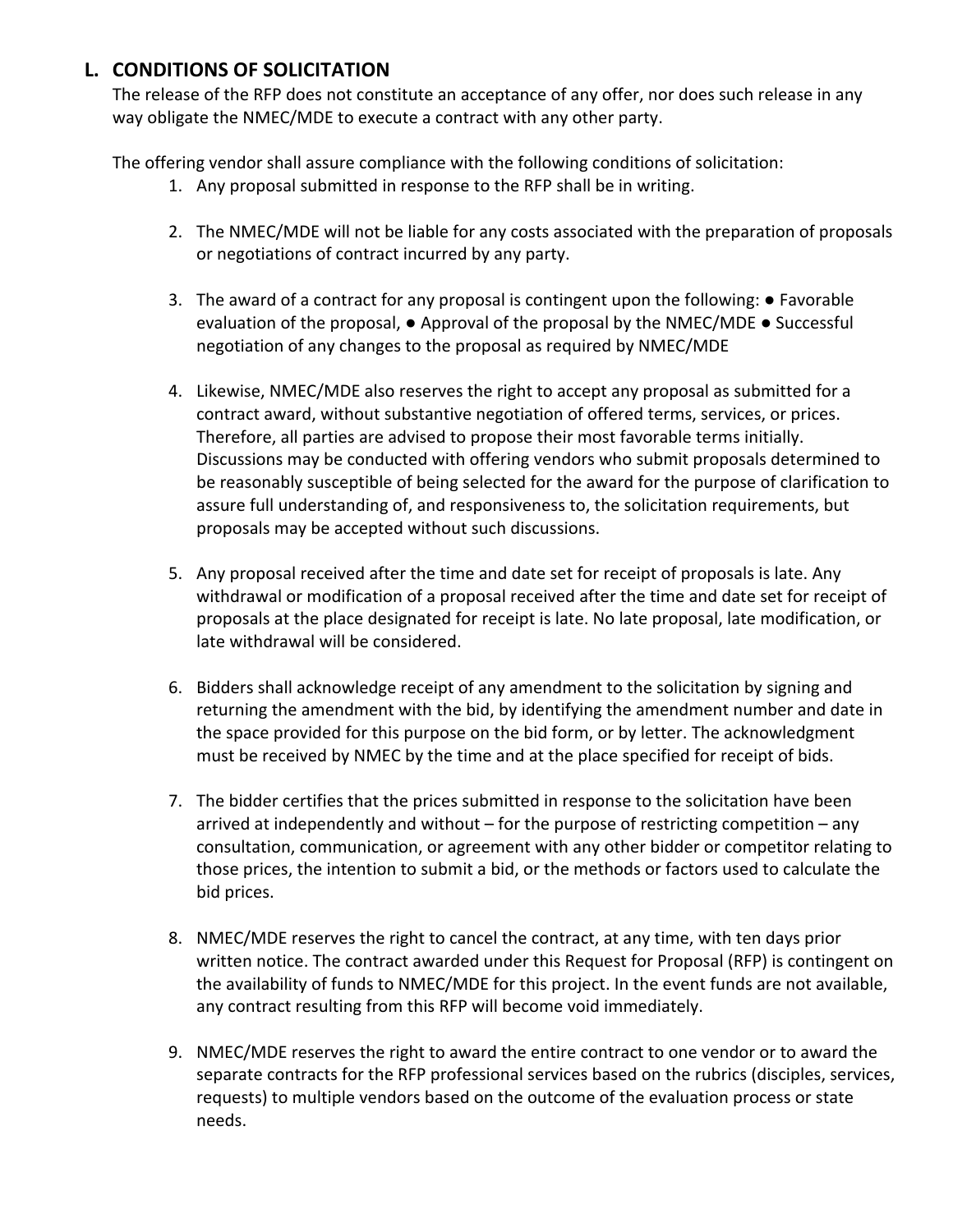## L. CONDITIONS OF SOLICITATION

The release of the RFP does not constitute an acceptance of any offer, nor does such release in any way obligate the NMEC/MDE to execute a contract with any other party.

The offering vendor shall assure compliance with the following conditions of solicitation:

1. Any proposal submitted in response to the RFP shall be in writing.

2. The NMEC/MDE will not be liable for any costs associated with the preparation of proposals or negotiations of contract incurred by any party.

3. The award of a contract for any proposal is contingent upon the following: ● Favorable evaluation of the proposal, ● Approval of the proposal by the NMEC/MDE ● Successful negotiation of any changes to the proposal as required by NMEC/MDE

4. Likewise, NMEC/MDE also reserves the right to accept any proposal as submitted for a contract award, without substantive negotiation of offered terms, services, or prices. Therefore, all parties are advised to propose their most favorable terms initially. Discussions may be conducted with offering vendors who submit proposals determined to be reasonably susceptible of being selected for the award for the purpose of clarification to assure full understanding of, and responsiveness to, the solicitation requirements, but proposals may be accepted without such discussions.

5. Any proposal received after the time and date set for receipt of proposals is late. Any withdrawal or modification of a proposal received after the time and date set for receipt of proposals at the place designated for receipt is late. No late proposal, late modification, or late withdrawal will be considered.

6. Bidders shall acknowledge receipt of any amendment to the solicitation by signing and returning the amendment with the bid, by identifying the amendment number and date in the space provided for this purpose on the bid form, or by letter. The acknowledgment must be received by NMEC by the time and at the place specified for receipt of bids.

7. The bidder certifies that the prices submitted in response to the solicitation have been arrived at independently and without – for the purpose of restricting competition – any consultation, communication, or agreement with any other bidder or competitor relating to those prices, the intention to submit a bid, or the methods or factors used to calculate the bid prices.

8. NMEC/MDE reserves the right to cancel the contract, at any time, with ten days prior written notice. The contract awarded under this Request for Proposal (RFP) is contingent on the availability of funds to NMEC/MDE for this project. In the event funds are not available, any contract resulting from this RFP will become void immediately.

9. NMEC/MDE reserves the right to award the entire contract to one vendor or to award the separate contracts for the RFP professional services based on the rubrics (disciples, services, requests) to multiple vendors based on the outcome of the evaluation process or state needs.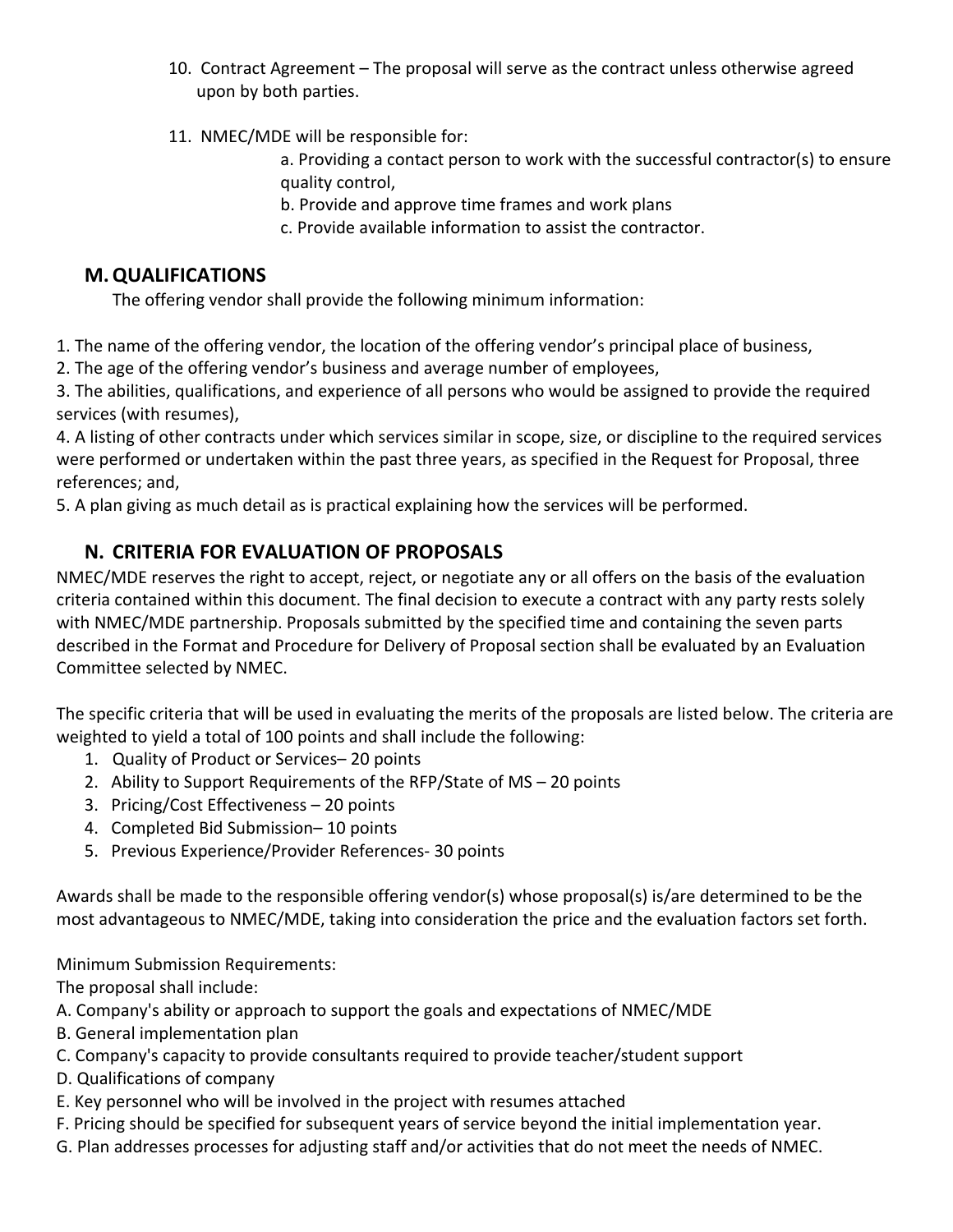10. Contract Agreement – The proposal will serve as the contract unless otherwise agreed upon by both parties.

11. NMEC/MDE will be responsible for:
    a. Providing a contact person to work with the successful contractor(s) to ensure quality control,
    b. Provide and approve time frames and work plans
    c. Provide available information to assist the contractor.

## M. QUALIFICATIONS

The offering vendor shall provide the following minimum information:

1. The name of the offering vendor, the location of the offering vendor's principal place of business,
2. The age of the offering vendor's business and average number of employees,
3. The abilities, qualifications, and experience of all persons who would be assigned to provide the required services (with resumes),
4. A listing of other contracts under which services similar in scope, size, or discipline to the required services were performed or undertaken within the past three years, as specified in the Request for Proposal, three references; and,
5. A plan giving as much detail as is practical explaining how the services will be performed.

## N. CRITERIA FOR EVALUATION OF PROPOSALS

NMEC/MDE reserves the right to accept, reject, or negotiate any or all offers on the basis of the evaluation criteria contained within this document. The final decision to execute a contract with any party rests solely with NMEC/MDE partnership. Proposals submitted by the specified time and containing the seven parts described in the Format and Procedure for Delivery of Proposal section shall be evaluated by an Evaluation Committee selected by NMEC.

The specific criteria that will be used in evaluating the merits of the proposals are listed below. The criteria are weighted to yield a total of 100 points and shall include the following:

1. Quality of Product or Services– 20 points
2. Ability to Support Requirements of the RFP/State of MS – 20 points
3. Pricing/Cost Effectiveness – 20 points
4. Completed Bid Submission– 10 points
5. Previous Experience/Provider References- 30 points

Awards shall be made to the responsible offering vendor(s) whose proposal(s) is/are determined to be the most advantageous to NMEC/MDE, taking into consideration the price and the evaluation factors set forth.

Minimum Submission Requirements:
The proposal shall include:

A. Company's ability or approach to support the goals and expectations of NMEC/MDE
B. General implementation plan
C. Company's capacity to provide consultants required to provide teacher/student support
D. Qualifications of company
E. Key personnel who will be involved in the project with resumes attached
F. Pricing should be specified for subsequent years of service beyond the initial implementation year.
G. Plan addresses processes for adjusting staff and/or activities that do not meet the needs of NMEC.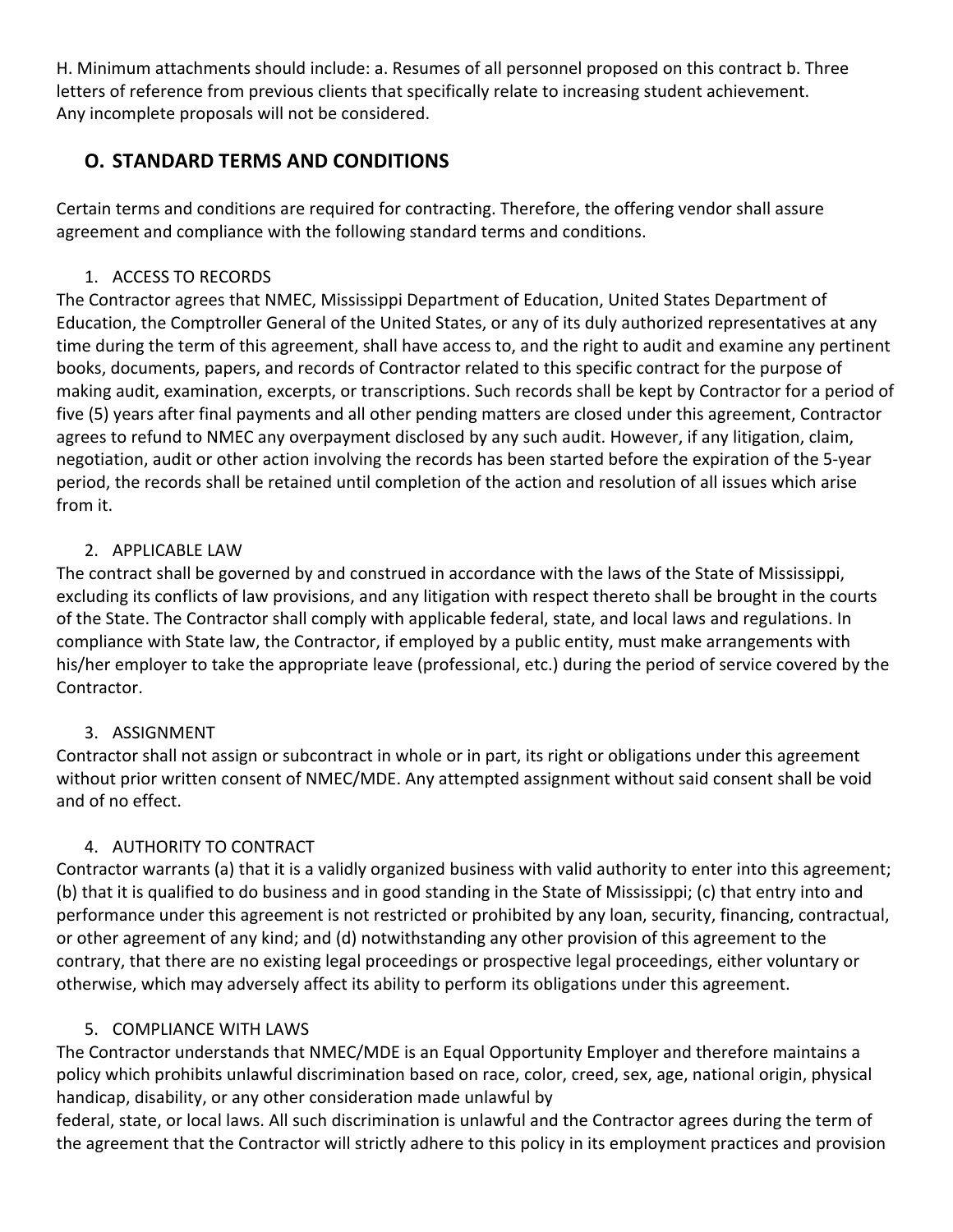H. Minimum attachments should include: a. Resumes of all personnel proposed on this contract b. Three letters of reference from previous clients that specifically relate to increasing student achievement. Any incomplete proposals will not be considered.

## O. STANDARD TERMS AND CONDITIONS

Certain terms and conditions are required for contracting. Therefore, the offering vendor shall assure agreement and compliance with the following standard terms and conditions.

1. ACCESS TO RECORDS

The Contractor agrees that NMEC, Mississippi Department of Education, United States Department of Education, the Comptroller General of the United States, or any of its duly authorized representatives at any time during the term of this agreement, shall have access to, and the right to audit and examine any pertinent books, documents, papers, and records of Contractor related to this specific contract for the purpose of making audit, examination, excerpts, or transcriptions. Such records shall be kept by Contractor for a period of five (5) years after final payments and all other pending matters are closed under this agreement, Contractor agrees to refund to NMEC any overpayment disclosed by any such audit. However, if any litigation, claim, negotiation, audit or other action involving the records has been started before the expiration of the 5-year period, the records shall be retained until completion of the action and resolution of all issues which arise from it.

2. APPLICABLE LAW

The contract shall be governed by and construed in accordance with the laws of the State of Mississippi, excluding its conflicts of law provisions, and any litigation with respect thereto shall be brought in the courts of the State. The Contractor shall comply with applicable federal, state, and local laws and regulations. In compliance with State law, the Contractor, if employed by a public entity, must make arrangements with his/her employer to take the appropriate leave (professional, etc.) during the period of service covered by the Contractor.

3. ASSIGNMENT

Contractor shall not assign or subcontract in whole or in part, its right or obligations under this agreement without prior written consent of NMEC/MDE. Any attempted assignment without said consent shall be void and of no effect.

4. AUTHORITY TO CONTRACT

Contractor warrants (a) that it is a validly organized business with valid authority to enter into this agreement; (b) that it is qualified to do business and in good standing in the State of Mississippi; (c) that entry into and performance under this agreement is not restricted or prohibited by any loan, security, financing, contractual, or other agreement of any kind; and (d) notwithstanding any other provision of this agreement to the contrary, that there are no existing legal proceedings or prospective legal proceedings, either voluntary or otherwise, which may adversely affect its ability to perform its obligations under this agreement.

5. COMPLIANCE WITH LAWS

The Contractor understands that NMEC/MDE is an Equal Opportunity Employer and therefore maintains a policy which prohibits unlawful discrimination based on race, color, creed, sex, age, national origin, physical handicap, disability, or any other consideration made unlawful by federal, state, or local laws. All such discrimination is unlawful and the Contractor agrees during the term of the agreement that the Contractor will strictly adhere to this policy in its employment practices and provision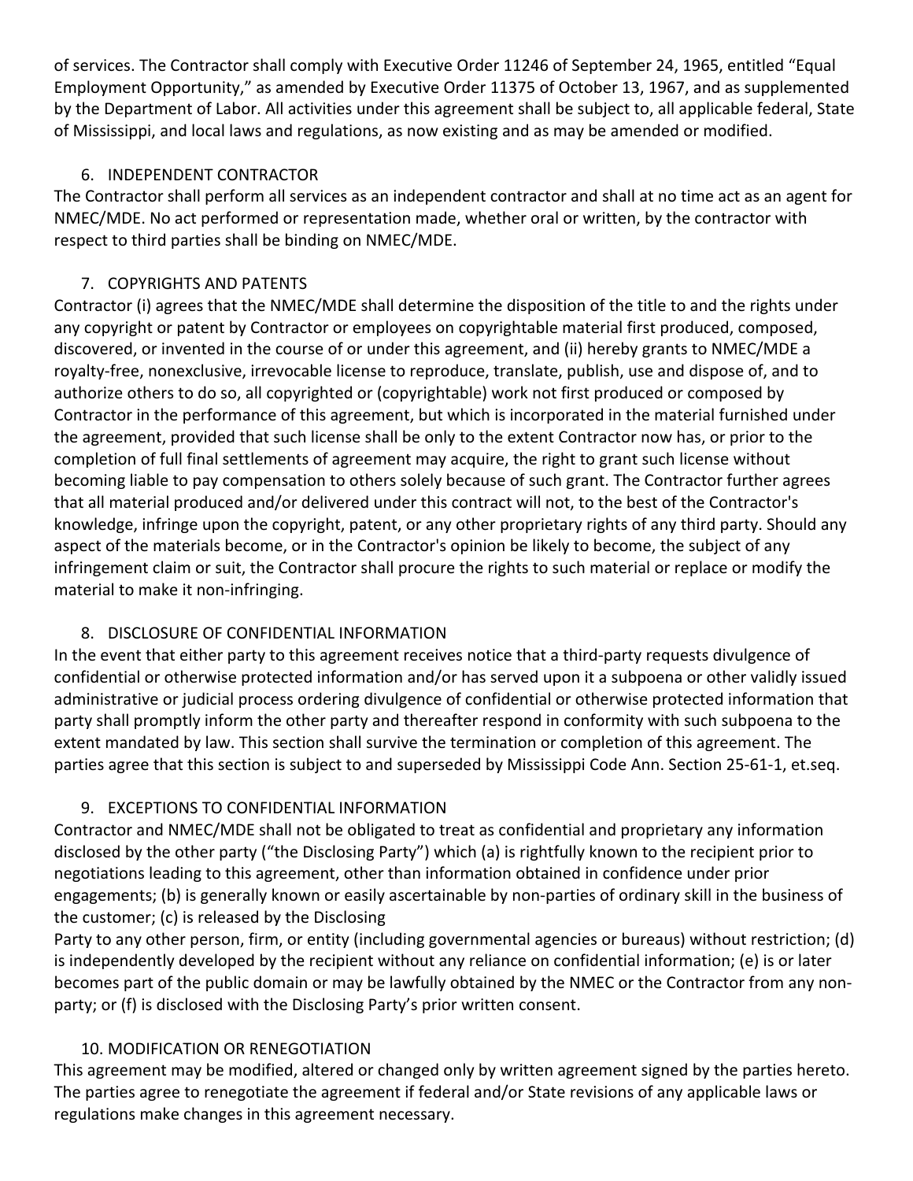of services. The Contractor shall comply with Executive Order 11246 of September 24, 1965, entitled "Equal Employment Opportunity," as amended by Executive Order 11375 of October 13, 1967, and as supplemented by the Department of Labor. All activities under this agreement shall be subject to, all applicable federal, State of Mississippi, and local laws and regulations, as now existing and as may be amended or modified.

6. INDEPENDENT CONTRACTOR

The Contractor shall perform all services as an independent contractor and shall at no time act as an agent for NMEC/MDE. No act performed or representation made, whether oral or written, by the contractor with respect to third parties shall be binding on NMEC/MDE.

7. COPYRIGHTS AND PATENTS

Contractor (i) agrees that the NMEC/MDE shall determine the disposition of the title to and the rights under any copyright or patent by Contractor or employees on copyrightable material first produced, composed, discovered, or invented in the course of or under this agreement, and (ii) hereby grants to NMEC/MDE a royalty-free, nonexclusive, irrevocable license to reproduce, translate, publish, use and dispose of, and to authorize others to do so, all copyrighted or (copyrightable) work not first produced or composed by Contractor in the performance of this agreement, but which is incorporated in the material furnished under the agreement, provided that such license shall be only to the extent Contractor now has, or prior to the completion of full final settlements of agreement may acquire, the right to grant such license without becoming liable to pay compensation to others solely because of such grant. The Contractor further agrees that all material produced and/or delivered under this contract will not, to the best of the Contractor's knowledge, infringe upon the copyright, patent, or any other proprietary rights of any third party. Should any aspect of the materials become, or in the Contractor's opinion be likely to become, the subject of any infringement claim or suit, the Contractor shall procure the rights to such material or replace or modify the material to make it non-infringing.

8. DISCLOSURE OF CONFIDENTIAL INFORMATION

In the event that either party to this agreement receives notice that a third-party requests divulgence of confidential or otherwise protected information and/or has served upon it a subpoena or other validly issued administrative or judicial process ordering divulgence of confidential or otherwise protected information that party shall promptly inform the other party and thereafter respond in conformity with such subpoena to the extent mandated by law. This section shall survive the termination or completion of this agreement. The parties agree that this section is subject to and superseded by Mississippi Code Ann. Section 25-61-1, et.seq.

9. EXCEPTIONS TO CONFIDENTIAL INFORMATION

Contractor and NMEC/MDE shall not be obligated to treat as confidential and proprietary any information disclosed by the other party ("the Disclosing Party") which (a) is rightfully known to the recipient prior to negotiations leading to this agreement, other than information obtained in confidence under prior engagements; (b) is generally known or easily ascertainable by non-parties of ordinary skill in the business of the customer; (c) is released by the Disclosing Party to any other person, firm, or entity (including governmental agencies or bureaus) without restriction; (d) is independently developed by the recipient without any reliance on confidential information; (e) is or later becomes part of the public domain or may be lawfully obtained by the NMEC or the Contractor from any non-party; or (f) is disclosed with the Disclosing Party's prior written consent.

10. MODIFICATION OR RENEGOTIATION

This agreement may be modified, altered or changed only by written agreement signed by the parties hereto. The parties agree to renegotiate the agreement if federal and/or State revisions of any applicable laws or regulations make changes in this agreement necessary.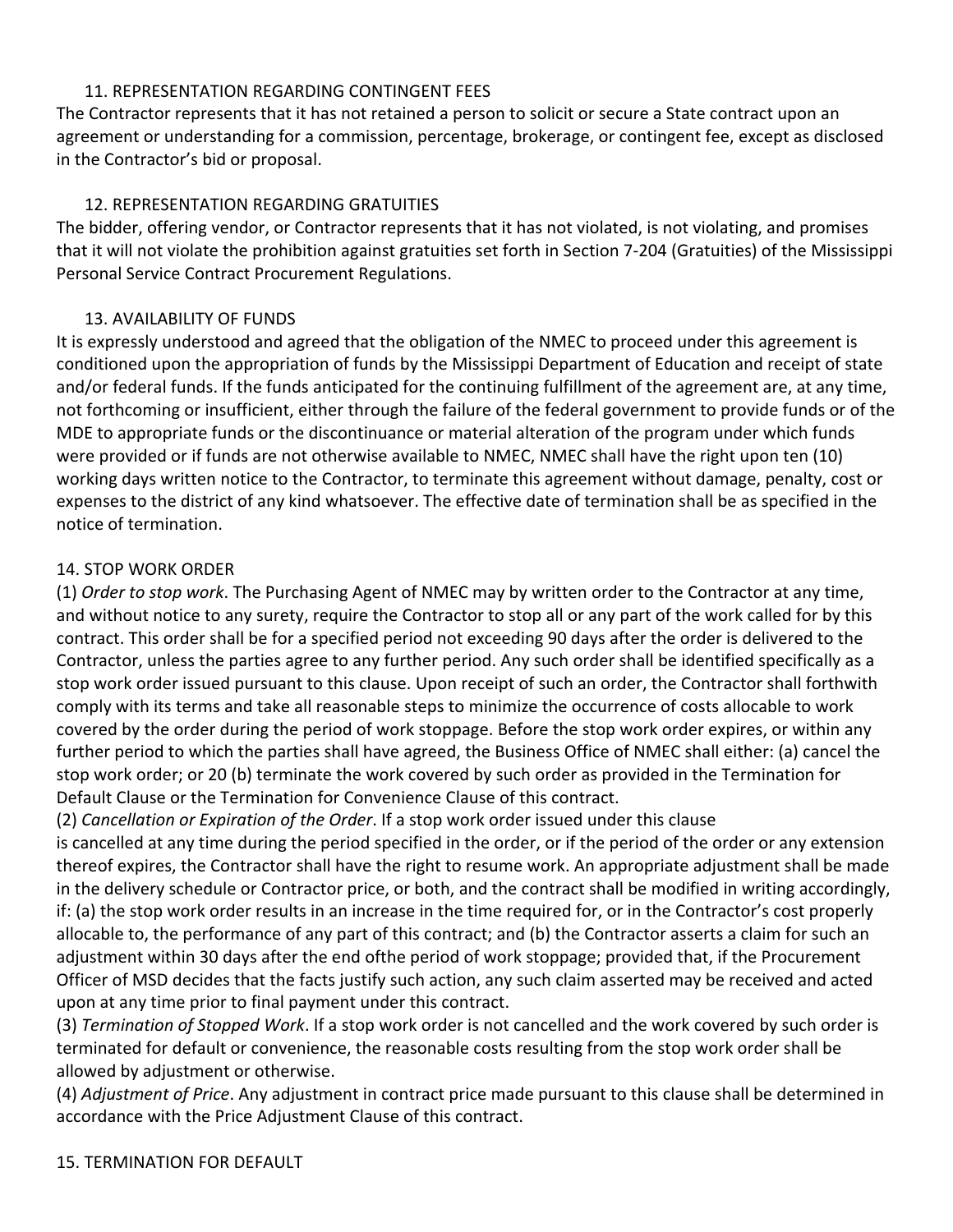### 11. REPRESENTATION REGARDING CONTINGENT FEES

The Contractor represents that it has not retained a person to solicit or secure a State contract upon an agreement or understanding for a commission, percentage, brokerage, or contingent fee, except as disclosed in the Contractor's bid or proposal.

### 12. REPRESENTATION REGARDING GRATUITIES

The bidder, offering vendor, or Contractor represents that it has not violated, is not violating, and promises that it will not violate the prohibition against gratuities set forth in Section 7-204 (Gratuities) of the Mississippi Personal Service Contract Procurement Regulations.

### 13. AVAILABILITY OF FUNDS

It is expressly understood and agreed that the obligation of the NMEC to proceed under this agreement is conditioned upon the appropriation of funds by the Mississippi Department of Education and receipt of state and/or federal funds. If the funds anticipated for the continuing fulfillment of the agreement are, at any time, not forthcoming or insufficient, either through the failure of the federal government to provide funds or of the MDE to appropriate funds or the discontinuance or material alteration of the program under which funds were provided or if funds are not otherwise available to NMEC, NMEC shall have the right upon ten (10) working days written notice to the Contractor, to terminate this agreement without damage, penalty, cost or expenses to the district of any kind whatsoever. The effective date of termination shall be as specified in the notice of termination.

### 14. STOP WORK ORDER

(1) *Order to stop work*. The Purchasing Agent of NMEC may by written order to the Contractor at any time, and without notice to any surety, require the Contractor to stop all or any part of the work called for by this contract. This order shall be for a specified period not exceeding 90 days after the order is delivered to the Contractor, unless the parties agree to any further period. Any such order shall be identified specifically as a stop work order issued pursuant to this clause. Upon receipt of such an order, the Contractor shall forthwith comply with its terms and take all reasonable steps to minimize the occurrence of costs allocable to work covered by the order during the period of work stoppage. Before the stop work order expires, or within any further period to which the parties shall have agreed, the Business Office of NMEC shall either: (a) cancel the stop work order; or 20 (b) terminate the work covered by such order as provided in the Termination for Default Clause or the Termination for Convenience Clause of this contract.

(2) *Cancellation or Expiration of the Order*. If a stop work order issued under this clause is cancelled at any time during the period specified in the order, or if the period of the order or any extension thereof expires, the Contractor shall have the right to resume work. An appropriate adjustment shall be made in the delivery schedule or Contractor price, or both, and the contract shall be modified in writing accordingly, if: (a) the stop work order results in an increase in the time required for, or in the Contractor's cost properly allocable to, the performance of any part of this contract; and (b) the Contractor asserts a claim for such an adjustment within 30 days after the end ofthe period of work stoppage; provided that, if the Procurement Officer of MSD decides that the facts justify such action, any such claim asserted may be received and acted upon at any time prior to final payment under this contract.

(3) *Termination of Stopped Work*. If a stop work order is not cancelled and the work covered by such order is terminated for default or convenience, the reasonable costs resulting from the stop work order shall be allowed by adjustment or otherwise.

(4) *Adjustment of Price*. Any adjustment in contract price made pursuant to this clause shall be determined in accordance with the Price Adjustment Clause of this contract.

### 15. TERMINATION FOR DEFAULT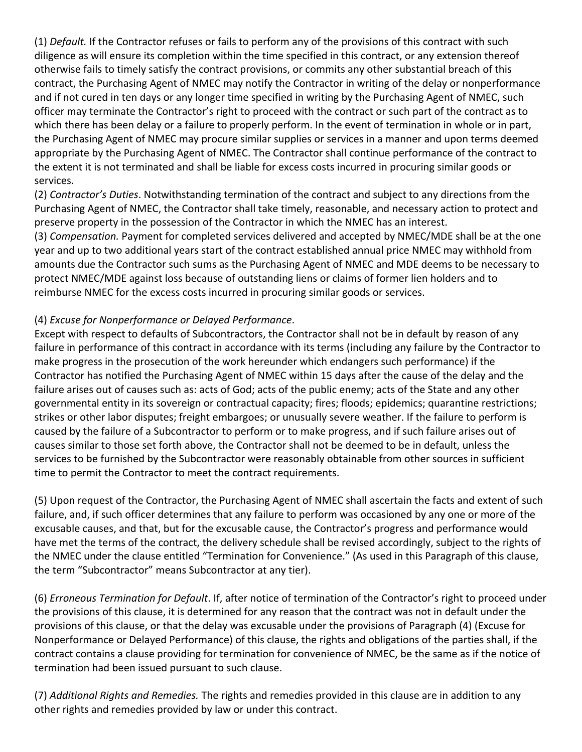(1) *Default.* If the Contractor refuses or fails to perform any of the provisions of this contract with such diligence as will ensure its completion within the time specified in this contract, or any extension thereof otherwise fails to timely satisfy the contract provisions, or commits any other substantial breach of this contract, the Purchasing Agent of NMEC may notify the Contractor in writing of the delay or nonperformance and if not cured in ten days or any longer time specified in writing by the Purchasing Agent of NMEC, such officer may terminate the Contractor's right to proceed with the contract or such part of the contract as to which there has been delay or a failure to properly perform. In the event of termination in whole or in part, the Purchasing Agent of NMEC may procure similar supplies or services in a manner and upon terms deemed appropriate by the Purchasing Agent of NMEC. The Contractor shall continue performance of the contract to the extent it is not terminated and shall be liable for excess costs incurred in procuring similar goods or services.

(2) *Contractor's Duties*. Notwithstanding termination of the contract and subject to any directions from the Purchasing Agent of NMEC, the Contractor shall take timely, reasonable, and necessary action to protect and preserve property in the possession of the Contractor in which the NMEC has an interest.

(3) *Compensation.* Payment for completed services delivered and accepted by NMEC/MDE shall be at the one year and up to two additional years start of the contract established annual price NMEC may withhold from amounts due the Contractor such sums as the Purchasing Agent of NMEC and MDE deems to be necessary to protect NMEC/MDE against loss because of outstanding liens or claims of former lien holders and to reimburse NMEC for the excess costs incurred in procuring similar goods or services.

(4) *Excuse for Nonperformance or Delayed Performance*.

Except with respect to defaults of Subcontractors, the Contractor shall not be in default by reason of any failure in performance of this contract in accordance with its terms (including any failure by the Contractor to make progress in the prosecution of the work hereunder which endangers such performance) if the Contractor has notified the Purchasing Agent of NMEC within 15 days after the cause of the delay and the failure arises out of causes such as: acts of God; acts of the public enemy; acts of the State and any other governmental entity in its sovereign or contractual capacity; fires; floods; epidemics; quarantine restrictions; strikes or other labor disputes; freight embargoes; or unusually severe weather. If the failure to perform is caused by the failure of a Subcontractor to perform or to make progress, and if such failure arises out of causes similar to those set forth above, the Contractor shall not be deemed to be in default, unless the services to be furnished by the Subcontractor were reasonably obtainable from other sources in sufficient time to permit the Contractor to meet the contract requirements.

(5) Upon request of the Contractor, the Purchasing Agent of NMEC shall ascertain the facts and extent of such failure, and, if such officer determines that any failure to perform was occasioned by any one or more of the excusable causes, and that, but for the excusable cause, the Contractor's progress and performance would have met the terms of the contract, the delivery schedule shall be revised accordingly, subject to the rights of the NMEC under the clause entitled "Termination for Convenience." (As used in this Paragraph of this clause, the term "Subcontractor" means Subcontractor at any tier).

(6) *Erroneous Termination for Default*. If, after notice of termination of the Contractor's right to proceed under the provisions of this clause, it is determined for any reason that the contract was not in default under the provisions of this clause, or that the delay was excusable under the provisions of Paragraph (4) (Excuse for Nonperformance or Delayed Performance) of this clause, the rights and obligations of the parties shall, if the contract contains a clause providing for termination for convenience of NMEC, be the same as if the notice of termination had been issued pursuant to such clause.

(7) *Additional Rights and Remedies.* The rights and remedies provided in this clause are in addition to any other rights and remedies provided by law or under this contract.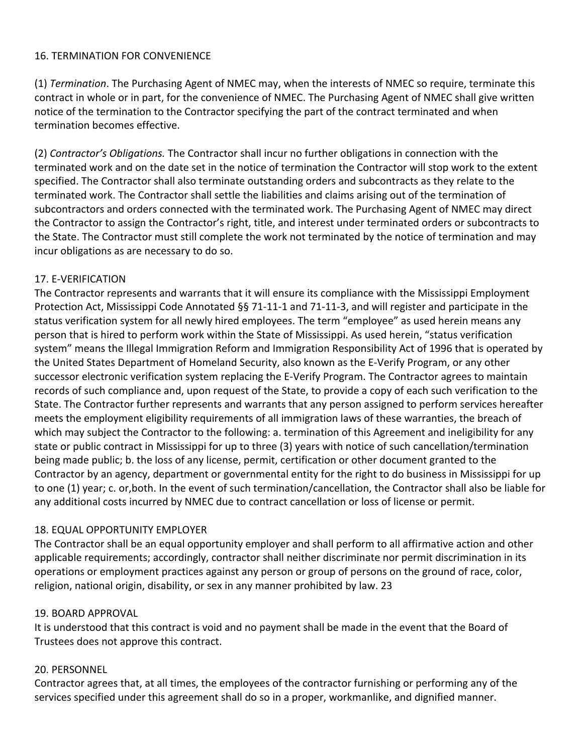16. TERMINATION FOR CONVENIENCE

(1) *Termination*. The Purchasing Agent of NMEC may, when the interests of NMEC so require, terminate this contract in whole or in part, for the convenience of NMEC. The Purchasing Agent of NMEC shall give written notice of the termination to the Contractor specifying the part of the contract terminated and when termination becomes effective.

(2) *Contractor's Obligations.* The Contractor shall incur no further obligations in connection with the terminated work and on the date set in the notice of termination the Contractor will stop work to the extent specified. The Contractor shall also terminate outstanding orders and subcontracts as they relate to the terminated work. The Contractor shall settle the liabilities and claims arising out of the termination of subcontractors and orders connected with the terminated work. The Purchasing Agent of NMEC may direct the Contractor to assign the Contractor's right, title, and interest under terminated orders or subcontracts to the State. The Contractor must still complete the work not terminated by the notice of termination and may incur obligations as are necessary to do so.

17. E-VERIFICATION

The Contractor represents and warrants that it will ensure its compliance with the Mississippi Employment Protection Act, Mississippi Code Annotated §§ 71-11-1 and 71-11-3, and will register and participate in the status verification system for all newly hired employees. The term "employee" as used herein means any person that is hired to perform work within the State of Mississippi. As used herein, "status verification system" means the Illegal Immigration Reform and Immigration Responsibility Act of 1996 that is operated by the United States Department of Homeland Security, also known as the E-Verify Program, or any other successor electronic verification system replacing the E-Verify Program. The Contractor agrees to maintain records of such compliance and, upon request of the State, to provide a copy of each such verification to the State. The Contractor further represents and warrants that any person assigned to perform services hereafter meets the employment eligibility requirements of all immigration laws of these warranties, the breach of which may subject the Contractor to the following: a. termination of this Agreement and ineligibility for any state or public contract in Mississippi for up to three (3) years with notice of such cancellation/termination being made public; b. the loss of any license, permit, certification or other document granted to the Contractor by an agency, department or governmental entity for the right to do business in Mississippi for up to one (1) year; c. or,both. In the event of such termination/cancellation, the Contractor shall also be liable for any additional costs incurred by NMEC due to contract cancellation or loss of license or permit.

18. EQUAL OPPORTUNITY EMPLOYER

The Contractor shall be an equal opportunity employer and shall perform to all affirmative action and other applicable requirements; accordingly, contractor shall neither discriminate nor permit discrimination in its operations or employment practices against any person or group of persons on the ground of race, color, religion, national origin, disability, or sex in any manner prohibited by law. 23

19. BOARD APPROVAL

It is understood that this contract is void and no payment shall be made in the event that the Board of Trustees does not approve this contract.

20. PERSONNEL

Contractor agrees that, at all times, the employees of the contractor furnishing or performing any of the services specified under this agreement shall do so in a proper, workmanlike, and dignified manner.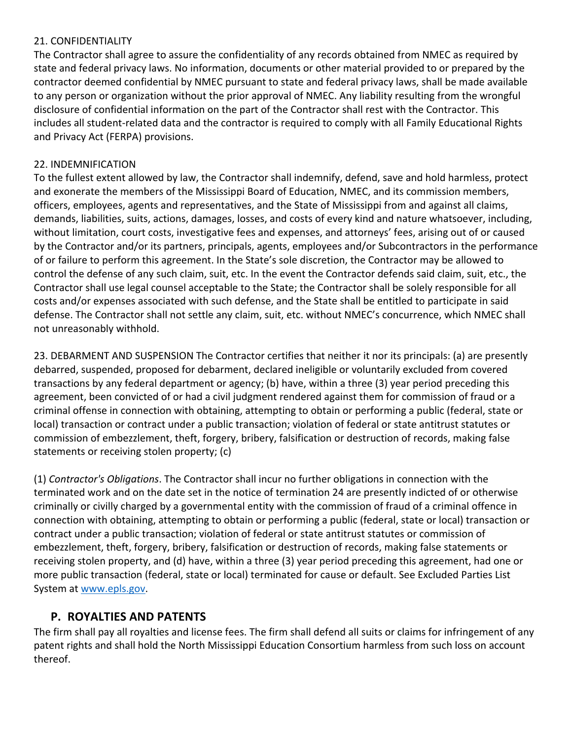21. CONFIDENTIALITY

The Contractor shall agree to assure the confidentiality of any records obtained from NMEC as required by state and federal privacy laws. No information, documents or other material provided to or prepared by the contractor deemed confidential by NMEC pursuant to state and federal privacy laws, shall be made available to any person or organization without the prior approval of NMEC. Any liability resulting from the wrongful disclosure of confidential information on the part of the Contractor shall rest with the Contractor. This includes all student-related data and the contractor is required to comply with all Family Educational Rights and Privacy Act (FERPA) provisions.

22. INDEMNIFICATION

To the fullest extent allowed by law, the Contractor shall indemnify, defend, save and hold harmless, protect and exonerate the members of the Mississippi Board of Education, NMEC, and its commission members, officers, employees, agents and representatives, and the State of Mississippi from and against all claims, demands, liabilities, suits, actions, damages, losses, and costs of every kind and nature whatsoever, including, without limitation, court costs, investigative fees and expenses, and attorneys' fees, arising out of or caused by the Contractor and/or its partners, principals, agents, employees and/or Subcontractors in the performance of or failure to perform this agreement. In the State's sole discretion, the Contractor may be allowed to control the defense of any such claim, suit, etc. In the event the Contractor defends said claim, suit, etc., the Contractor shall use legal counsel acceptable to the State; the Contractor shall be solely responsible for all costs and/or expenses associated with such defense, and the State shall be entitled to participate in said defense. The Contractor shall not settle any claim, suit, etc. without NMEC's concurrence, which NMEC shall not unreasonably withhold.

23. DEBARMENT AND SUSPENSION The Contractor certifies that neither it nor its principals: (a) are presently debarred, suspended, proposed for debarment, declared ineligible or voluntarily excluded from covered transactions by any federal department or agency; (b) have, within a three (3) year period preceding this agreement, been convicted of or had a civil judgment rendered against them for commission of fraud or a criminal offense in connection with obtaining, attempting to obtain or performing a public (federal, state or local) transaction or contract under a public transaction; violation of federal or state antitrust statutes or commission of embezzlement, theft, forgery, bribery, falsification or destruction of records, making false statements or receiving stolen property; (c)

(1) *Contractor's Obligations*. The Contractor shall incur no further obligations in connection with the terminated work and on the date set in the notice of termination 24 are presently indicted of or otherwise criminally or civilly charged by a governmental entity with the commission of fraud of a criminal offence in connection with obtaining, attempting to obtain or performing a public (federal, state or local) transaction or contract under a public transaction; violation of federal or state antitrust statutes or commission of embezzlement, theft, forgery, bribery, falsification or destruction of records, making false statements or receiving stolen property, and (d) have, within a three (3) year period preceding this agreement, had one or more public transaction (federal, state or local) terminated for cause or default. See Excluded Parties List System at [www.epls.gov](http://www.epls.gov).

## P. ROYALTIES AND PATENTS

The firm shall pay all royalties and license fees. The firm shall defend all suits or claims for infringement of any patent rights and shall hold the North Mississippi Education Consortium harmless from such loss on account thereof.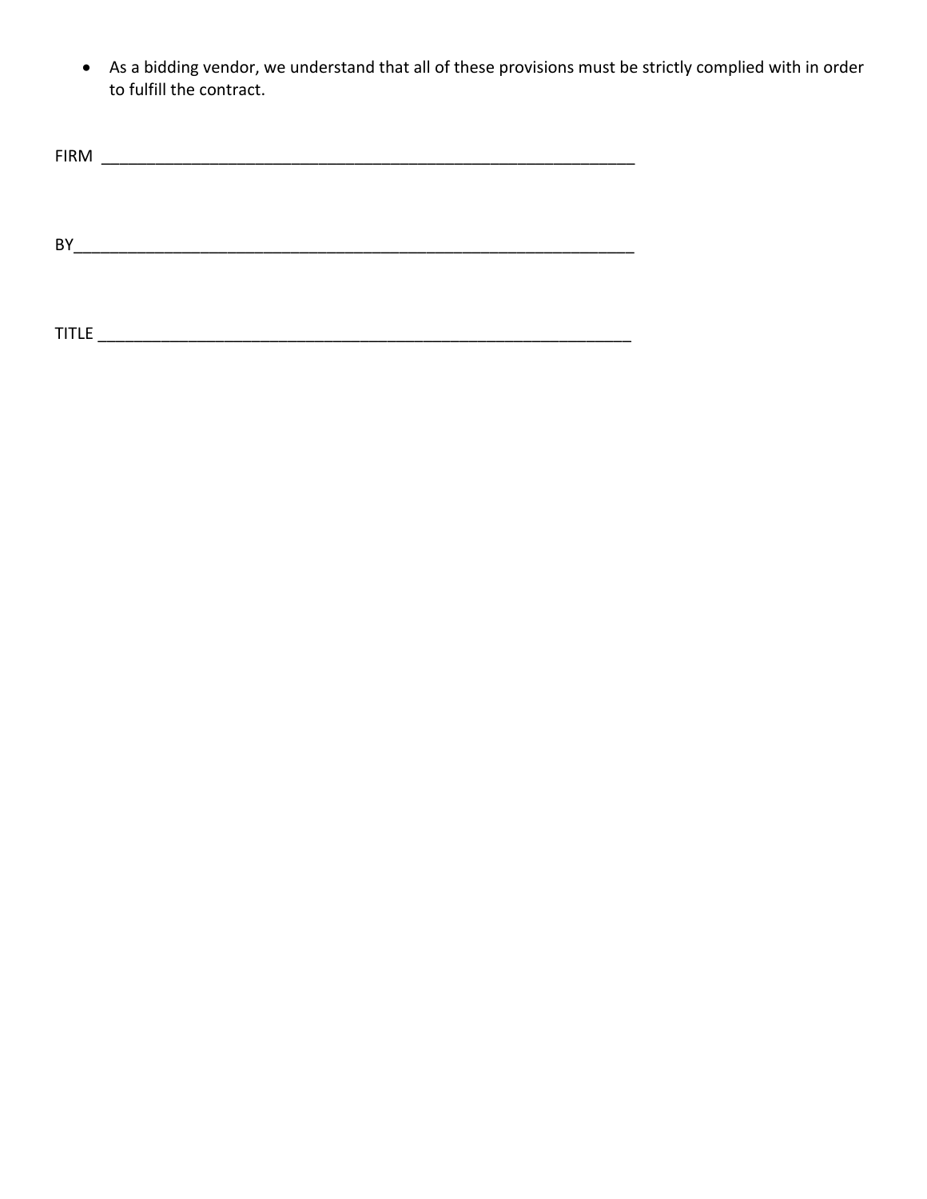- As a bidding vendor, we understand that all of these provisions must be strictly complied with in order to fulfill the contract.

FIRM ____________________________________________________________

BY______________________________________________________________

TITLE ___________________________________________________________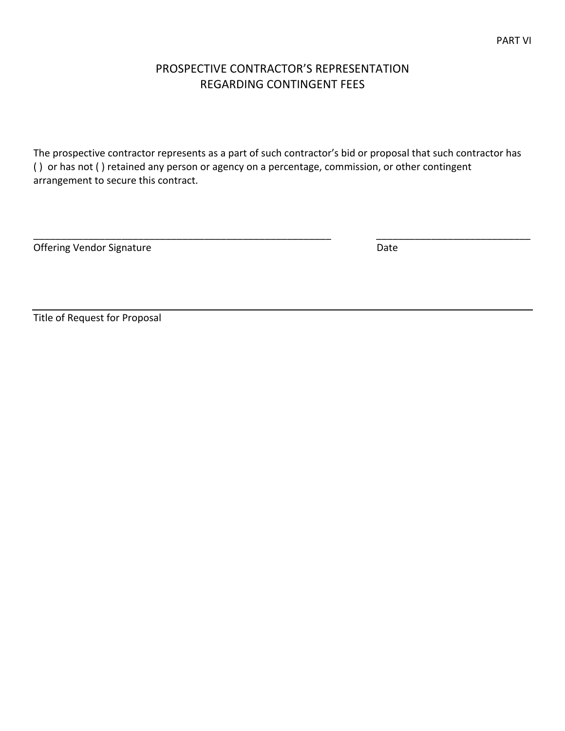PART VI

# PROSPECTIVE CONTRACTOR'S REPRESENTATION REGARDING CONTINGENT FEES

The prospective contractor represents as a part of such contractor's bid or proposal that such contractor has ( ) or has not ( ) retained any person or agency on a percentage, commission, or other contingent arrangement to secure this contract.

\_\_\_\_\_\_\_\_\_\_\_\_\_\_\_\_\_\_\_\_\_\_\_\_\_\_\_\_\_\_\_\_\_\_\_\_\_\_\_\_\_\_\_\_\_\_\_\_\_\_\_\_\_\_\_\_ \_\_\_\_\_\_\_\_\_\_\_\_\_\_\_\_\_\_\_\_\_\_\_\_\_\_\_\_\_\_
Offering Vendor Signature Date

\_\_\_\_\_\_\_\_\_\_\_\_\_\_\_\_\_\_\_\_\_\_\_\_\_\_\_\_\_\_\_\_\_\_\_\_\_\_\_\_\_\_\_\_\_\_\_\_\_\_\_\_\_\_\_\_\_\_\_\_\_\_\_\_\_\_\_\_\_\_\_\_\_\_\_\_\_\_\_\_\_\_\_\_\_\_\_\_\_\_
Title of Request for Proposal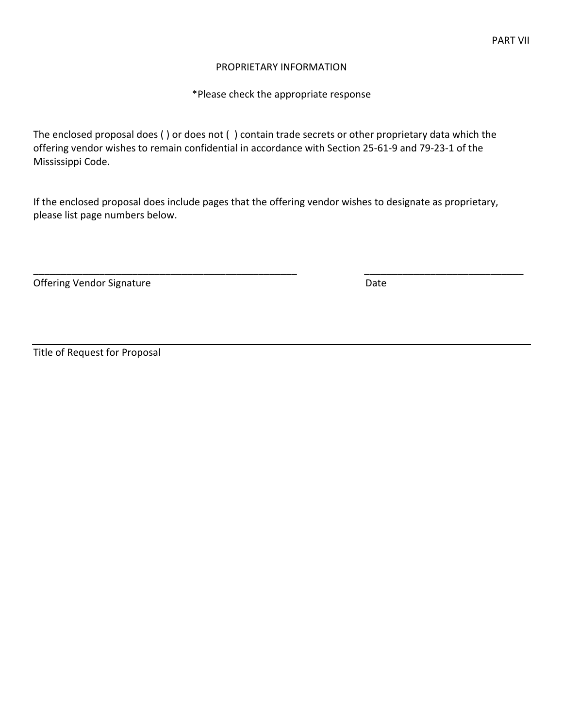PART VII

# PROPRIETARY INFORMATION

*Please check the appropriate response

The enclosed proposal does ( ) or does not ( ) contain trade secrets or other proprietary data which the offering vendor wishes to remain confidential in accordance with Section 25-61-9 and 79-23-1 of the Mississippi Code.

If the enclosed proposal does include pages that the offering vendor wishes to designate as proprietary, please list page numbers below.

_________________________________________________ _____________________________

Offering Vendor Signature Date

___________________________________________________________________________________

Title of Request for Proposal